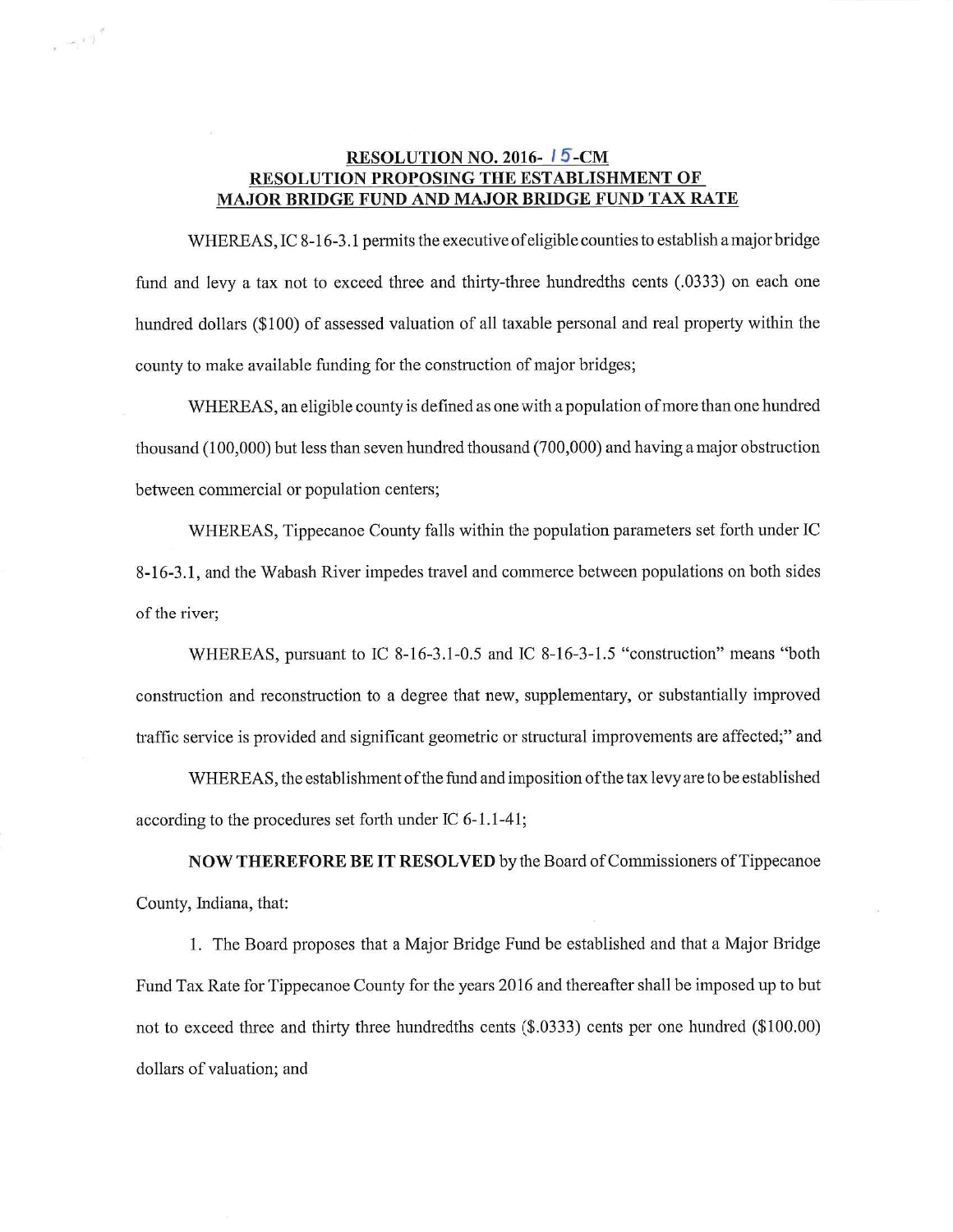**RESOLUTION NO. 2016- 15 -CM**
**RESOLUTION PROPOSING THE ESTABLISHMENT OF MAJOR BRIDGE FUND AND MAJOR BRIDGE FUND TAX RATE**

WHEREAS, IC 8-16-3.1 permits the executive of eligible counties to establish a major bridge fund and levy a tax not to exceed three and thirty-three hundredths cents (.0333) on each one hundred dollars ($100) of assessed valuation of all taxable personal and real property within the county to make available funding for the construction of major bridges;

WHEREAS, an eligible county is defined as one with a population of more than one hundred thousand (100,000) but less than seven hundred thousand (700,000) and having a major obstruction between commercial or population centers;

WHEREAS, Tippecanoe County falls within the population parameters set forth under IC 8-16-3.1, and the Wabash River impedes travel and commerce between populations on both sides of the river;

WHEREAS, pursuant to IC 8-16-3.1-0.5 and IC 8-16-3-1.5 "construction" means "both construction and reconstruction to a degree that new, supplementary, or substantially improved traffic service is provided and significant geometric or structural improvements are affected;" and

WHEREAS, the establishment of the fund and imposition of the tax levy are to be established according to the procedures set forth under IC 6-1.1-41;

**NOW THEREFORE BE IT RESOLVED** by the Board of Commissioners of Tippecanoe County, Indiana, that:

1. The Board proposes that a Major Bridge Fund be established and that a Major Bridge Fund Tax Rate for Tippecanoe County for the years 2016 and thereafter shall be imposed up to but not to exceed three and thirty three hundredths cents ($.0333) cents per one hundred ($100.00) dollars of valuation; and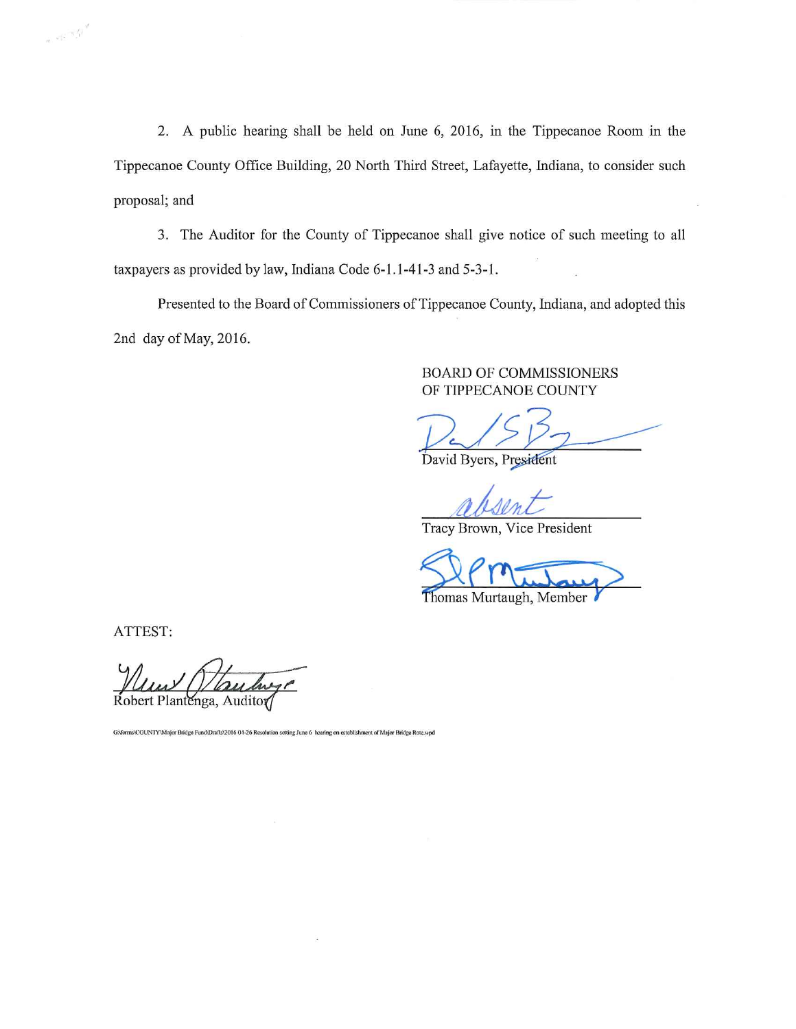2. A public hearing shall be held on June 6, 2016, in the Tippecanoe Room in the Tippecanoe County Office Building, 20 North Third Street, Lafayette, Indiana, to consider such proposal; and

3. The Auditor for the County of Tippecanoe shall give notice of such meeting to all taxpayers as provided by law, Indiana Code 6-1.1-41-3 and 5-3-1.

Presented to the Board of Commissioners of Tippecanoe County, Indiana, and adopted this 2nd day of May, 2016.

BOARD OF COMMISSIONERS
OF TIPPECANOE COUNTY

David Byers, President

absent
Tracy Brown, Vice President

Thomas Murtaugh, Member

ATTEST:

Robert Plantenga, Auditor

G:\forms\COUNTY\Major Bridge Fund\Drafts\2016-04-26 Resolution setting June 6 hearing on establishment of Major Bridge Rate.wpd